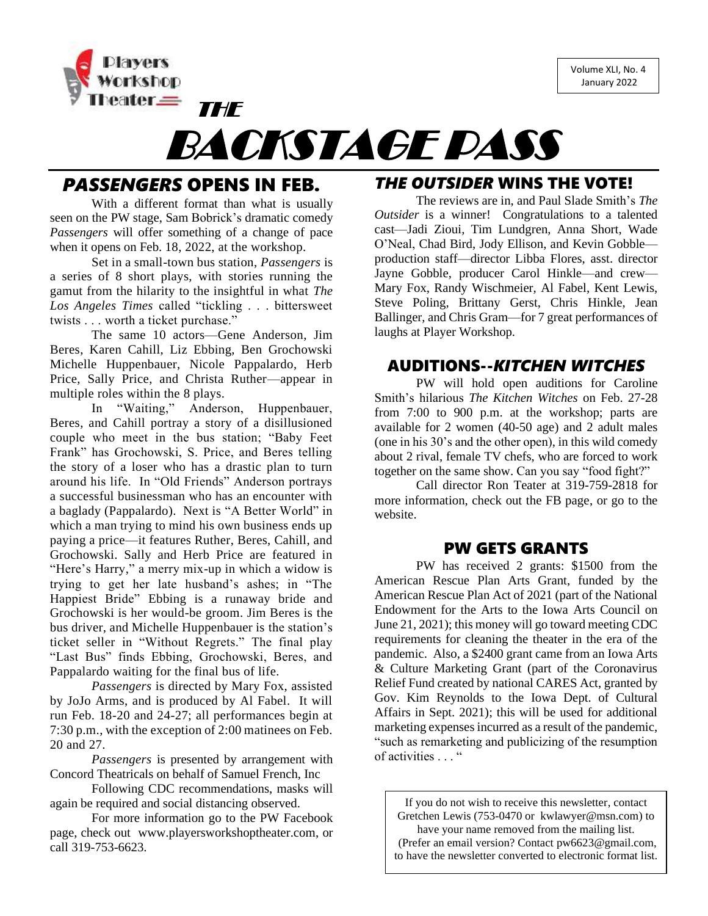Players Workshop Theater

Volume XLI, No. 4
January 2022

# THE BACKSTAGE PASS

## *PASSENGERS* OPENS IN FEB.

With a different format than what is usually seen on the PW stage, Sam Bobrick's dramatic comedy *Passengers* will offer something of a change of pace when it opens on Feb. 18, 2022, at the workshop.

Set in a small-town bus station, *Passengers* is a series of 8 short plays, with stories running the gamut from the hilarity to the insightful in what *The Los Angeles Times* called "tickling . . . bittersweet twists . . . worth a ticket purchase."

The same 10 actors—Gene Anderson, Jim Beres, Karen Cahill, Liz Ebbing, Ben Grochowski Michelle Huppenbauer, Nicole Pappalardo, Herb Price, Sally Price, and Christa Ruther—appear in multiple roles within the 8 plays.

In "Waiting," Anderson, Huppenbauer, Beres, and Cahill portray a story of a disillusioned couple who meet in the bus station; "Baby Feet Frank" has Grochowski, S. Price, and Beres telling the story of a loser who has a drastic plan to turn around his life. In "Old Friends" Anderson portrays a successful businessman who has an encounter with a baglady (Pappalardo). Next is "A Better World" in which a man trying to mind his own business ends up paying a price—it features Ruther, Beres, Cahill, and Grochowski. Sally and Herb Price are featured in "Here's Harry," a merry mix-up in which a widow is trying to get her late husband's ashes; in "The Happiest Bride" Ebbing is a runaway bride and Grochowski is her would-be groom. Jim Beres is the bus driver, and Michelle Huppenbauer is the station's ticket seller in "Without Regrets." The final play "Last Bus" finds Ebbing, Grochowski, Beres, and Pappalardo waiting for the final bus of life.

*Passengers* is directed by Mary Fox, assisted by JoJo Arms, and is produced by Al Fabel. It will run Feb. 18-20 and 24-27; all performances begin at 7:30 p.m., with the exception of 2:00 matinees on Feb. 20 and 27.

*Passengers* is presented by arrangement with Concord Theatricals on behalf of Samuel French, Inc

Following CDC recommendations, masks will again be required and social distancing observed.

For more information go to the PW Facebook page, check out www.playersworkshoptheater.com, or call 319-753-6623.

## *THE OUTSIDER* WINS THE VOTE!

The reviews are in, and Paul Slade Smith's *The Outsider* is a winner! Congratulations to a talented cast—Jadi Zioui, Tim Lundgren, Anna Short, Wade O'Neal, Chad Bird, Jody Ellison, and Kevin Gobble—production staff—director Libba Flores, asst. director Jayne Gobble, producer Carol Hinkle—and crew—Mary Fox, Randy Wischmeier, Al Fabel, Kent Lewis, Steve Poling, Brittany Gerst, Chris Hinkle, Jean Ballinger, and Chris Gram—for 7 great performances of laughs at Player Workshop.

## AUDITIONS--*KITCHEN WITCHES*

PW will hold open auditions for Caroline Smith's hilarious *The Kitchen Witches* on Feb. 27-28 from 7:00 to 900 p.m. at the workshop; parts are available for 2 women (40-50 age) and 2 adult males (one in his 30's and the other open), in this wild comedy about 2 rival, female TV chefs, who are forced to work together on the same show. Can you say "food fight?"

Call director Ron Teater at 319-759-2818 for more information, check out the FB page, or go to the website.

## PW GETS GRANTS

PW has received 2 grants: $1500 from the American Rescue Plan Arts Grant, funded by the American Rescue Plan Act of 2021 (part of the National Endowment for the Arts to the Iowa Arts Council on June 21, 2021); this money will go toward meeting CDC requirements for cleaning the theater in the era of the pandemic. Also, a $2400 grant came from an Iowa Arts & Culture Marketing Grant (part of the Coronavirus Relief Fund created by national CARES Act, granted by Gov. Kim Reynolds to the Iowa Dept. of Cultural Affairs in Sept. 2021); this will be used for additional marketing expenses incurred as a result of the pandemic, "such as remarketing and publicizing of the resumption of activities . . . "

If you do not wish to receive this newsletter, contact Gretchen Lewis (753-0470 or kwlawyer@msn.com) to have your name removed from the mailing list. (Prefer an email version? Contact pw6623@gmail.com, to have the newsletter converted to electronic format list.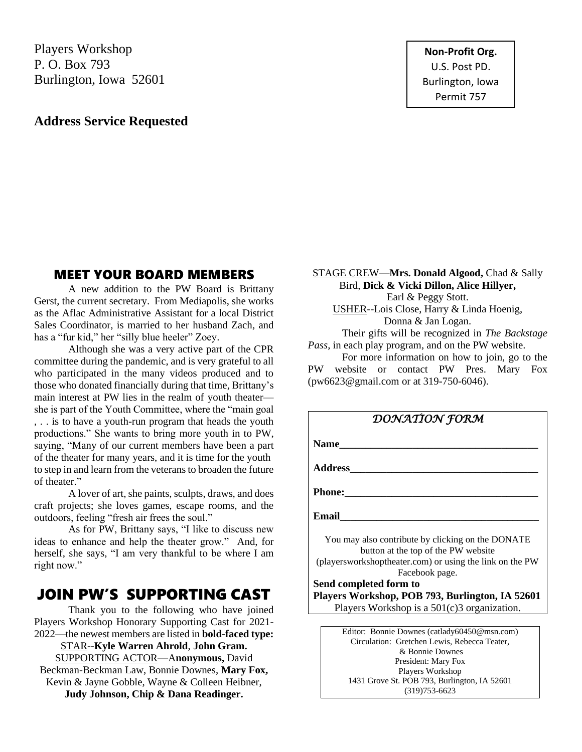Players Workshop
P. O. Box 793
Burlington, Iowa 52601

**Address Service Requested**

**Non-Profit Org.**
U.S. Post PD.
Burlington, Iowa
Permit 757

## MEET YOUR BOARD MEMBERS

A new addition to the PW Board is Brittany Gerst, the current secretary. From Mediapolis, she works as the Aflac Administrative Assistant for a local District Sales Coordinator, is married to her husband Zach, and has a "fur kid," her "silly blue heeler" Zoey.

Although she was a very active part of the CPR committee during the pandemic, and is very grateful to all who participated in the many videos produced and to those who donated financially during that time, Brittany's main interest at PW lies in the realm of youth theater—she is part of the Youth Committee, where the "main goal , . . is to have a youth-run program that heads the youth productions." She wants to bring more youth in to PW, saying, "Many of our current members have been a part of the theater for many years, and it is time for the youth to step in and learn from the veterans to broaden the future of theater."

A lover of art, she paints, sculpts, draws, and does craft projects; she loves games, escape rooms, and the outdoors, feeling "fresh air frees the soul."

As for PW, Brittany says, "I like to discuss new ideas to enhance and help the theater grow." And, for herself, she says, "I am very thankful to be where I am right now."

## JOIN PW'S SUPPORTING CAST

Thank you to the following who have joined Players Workshop Honorary Supporting Cast for 2021-2022—the newest members are listed in **bold-faced type:**

STAR--**Kyle Warren Ahrold**, **John Gram.**

SUPPORTING ACTOR—A**nonymous,** David Beckman-Beckman Law, Bonnie Downes, **Mary Fox,** Kevin & Jayne Gobble, Wayne & Colleen Heibner, **Judy Johnson, Chip & Dana Readinger.**

STAGE CREW—**Mrs. Donald Algood,** Chad & Sally Bird, **Dick & Vicki Dillon, Alice Hillyer,** Earl & Peggy Stott.

USHER--Lois Close, Harry & Linda Hoenig, Donna & Jan Logan.

Their gifts will be recognized in *The Backstage Pass*, in each play program, and on the PW website.

For more information on how to join, go to the PW website or contact PW Pres. Mary Fox (pw6623@gmail.com or at 319-750-6046).

### *DONATION FORM*

**Name**_______________________________________

**Address**_____________________________________

**Phone:**______________________________________

**Email**_______________________________________

You may also contribute by clicking on the DONATE button at the top of the PW website (playersworkshoptheater.com) or using the link on the PW Facebook page.

**Send completed form to**
**Players Workshop, POB 793, Burlington, IA 52601**
Players Workshop is a 501(c)3 organization.

Editor: Bonnie Downes (catlady60450@msn.com)
Circulation: Gretchen Lewis, Rebecca Teater, & Bonnie Downes
President: Mary Fox
Players Workshop
1431 Grove St. POB 793, Burlington, IA 52601
(319)753-6623